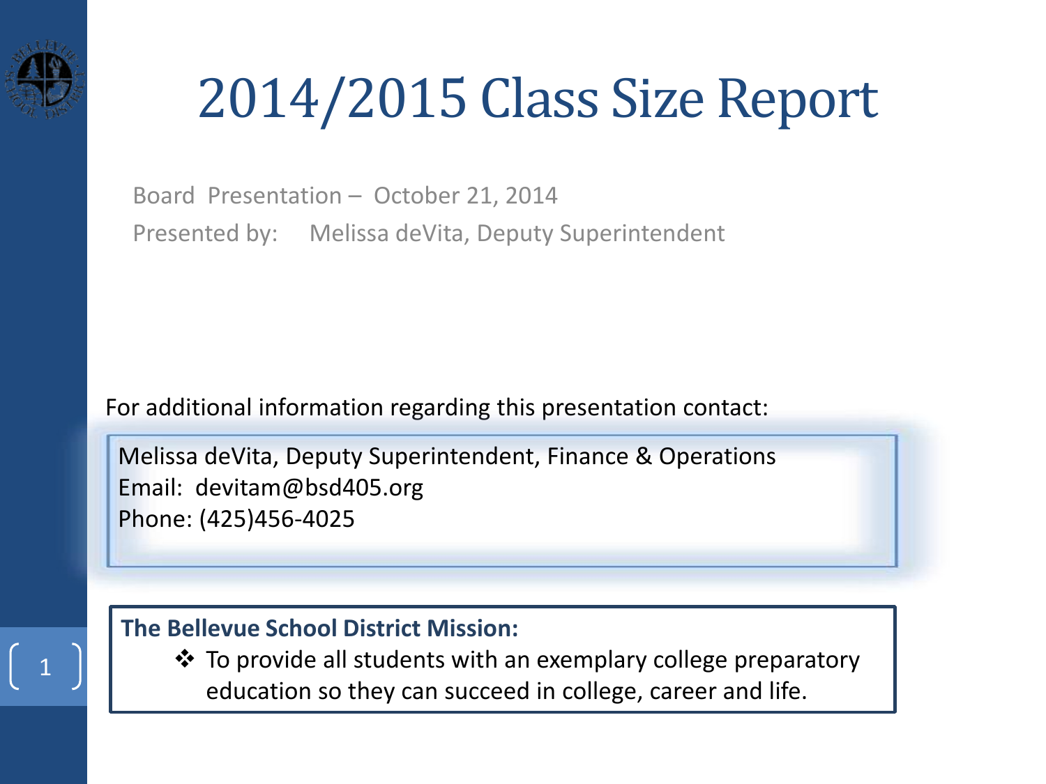# 2014/2015 Class Size Report

Board Presentation – October 21, 2014

Presented by: Melissa deVita, Deputy Superintendent

For additional information regarding this presentation contact:

Melissa deVita, Deputy Superintendent, Finance & Operations
Email: devitam@bsd405.org
Phone: (425)456-4025

**The Bellevue School District Mission:**

- To provide all students with an exemplary college preparatory education so they can succeed in college, career and life.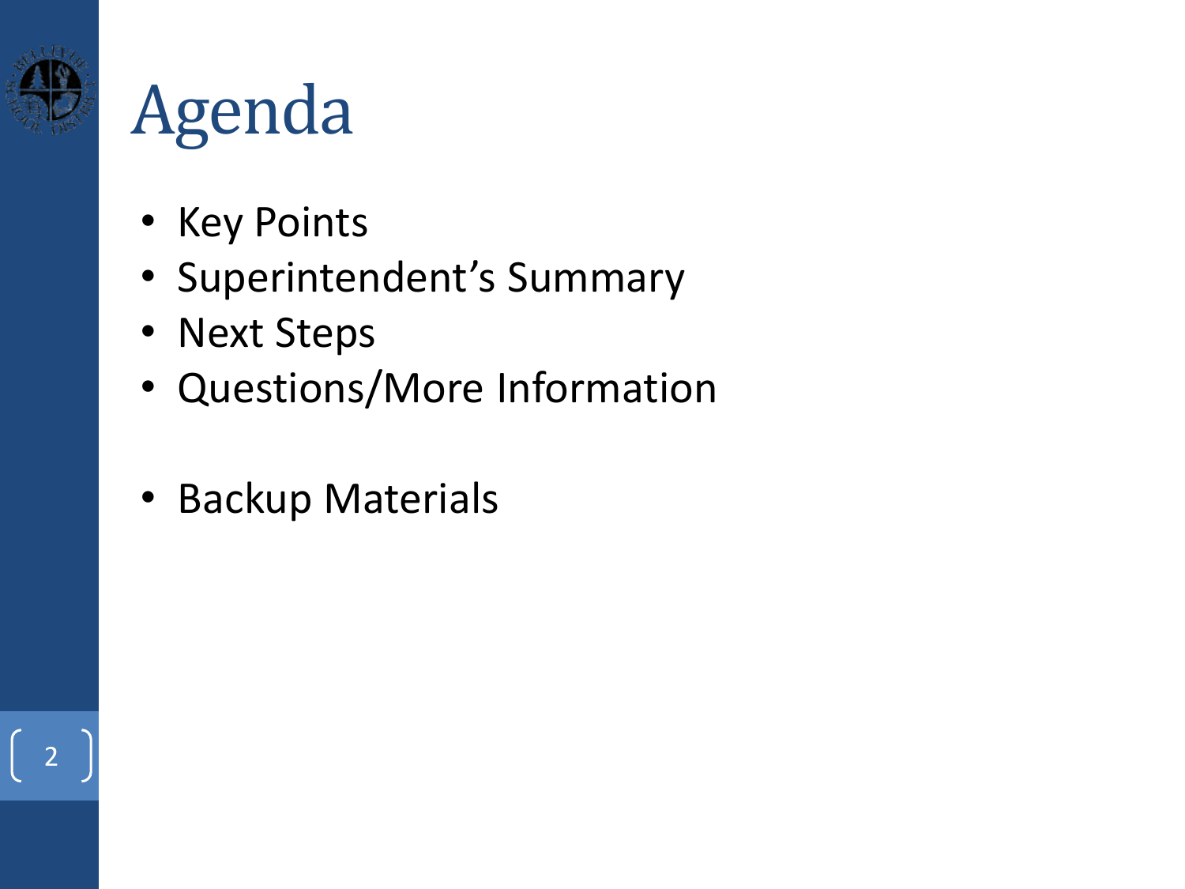# Agenda

- Key Points
- Superintendent's Summary
- Next Steps
- Questions/More Information

- Backup Materials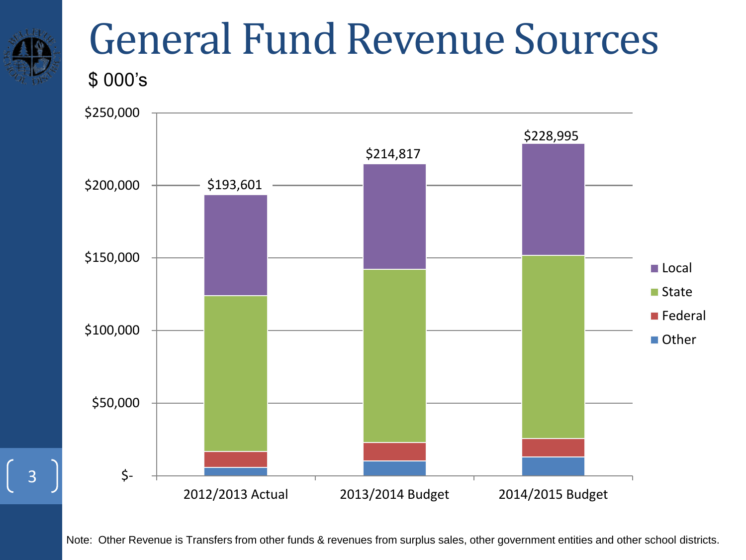# General Fund Revenue Sources

$ 000's

| | 2012/2013 Actual | 2013/2014 Budget | 2014/2015 Budget |
|---|---|---|---|
| Total | $193,601 | $214,817 | $228,995 |

Series: Local, State, Federal, Other

Note: Other Revenue is Transfers from other funds & revenues from surplus sales, other government entities and other school districts.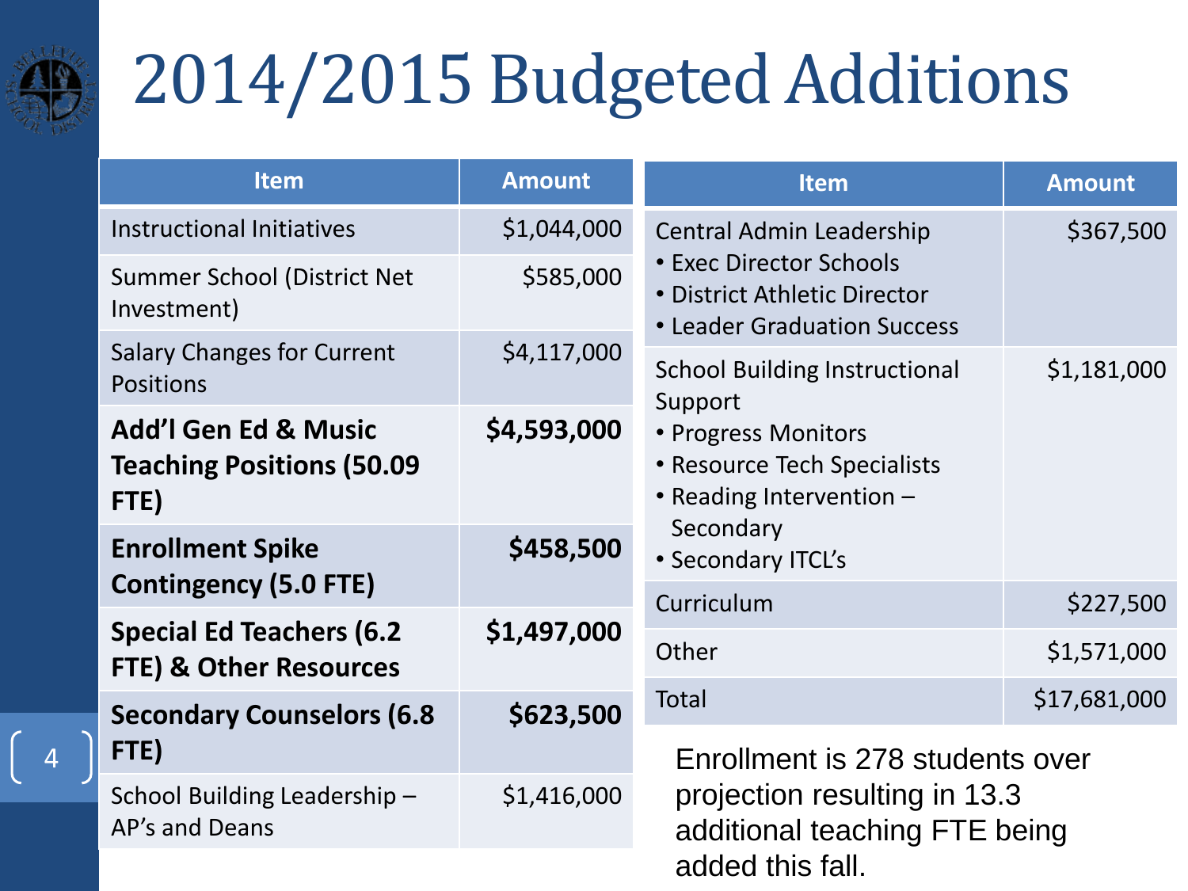# 2014/2015 Budgeted Additions

| Item | Amount |
|---|---|
| Instructional Initiatives | $1,044,000 |
| Summer School (District Net Investment) | $585,000 |
| Salary Changes for Current Positions | $4,117,000 |
| **Add'l Gen Ed & Music Teaching Positions (50.09 FTE)** | **$4,593,000** |
| **Enrollment Spike Contingency (5.0 FTE)** | **$458,500** |
| **Special Ed Teachers (6.2 FTE) & Other Resources** | **$1,497,000** |
| **Secondary Counselors (6.8 FTE)** | **$623,500** |
| School Building Leadership – AP's and Deans | $1,416,000 |
| Central Admin Leadership<br>• Exec Director Schools<br>• District Athletic Director<br>• Leader Graduation Success | $367,500 |
| School Building Instructional Support<br>• Progress Monitors<br>• Resource Tech Specialists<br>• Reading Intervention – Secondary<br>• Secondary ITCL's | $1,181,000 |
| Curriculum | $227,500 |
| Other | $1,571,000 |
| Total | $17,681,000 |

Enrollment is 278 students over projection resulting in 13.3 additional teaching FTE being added this fall.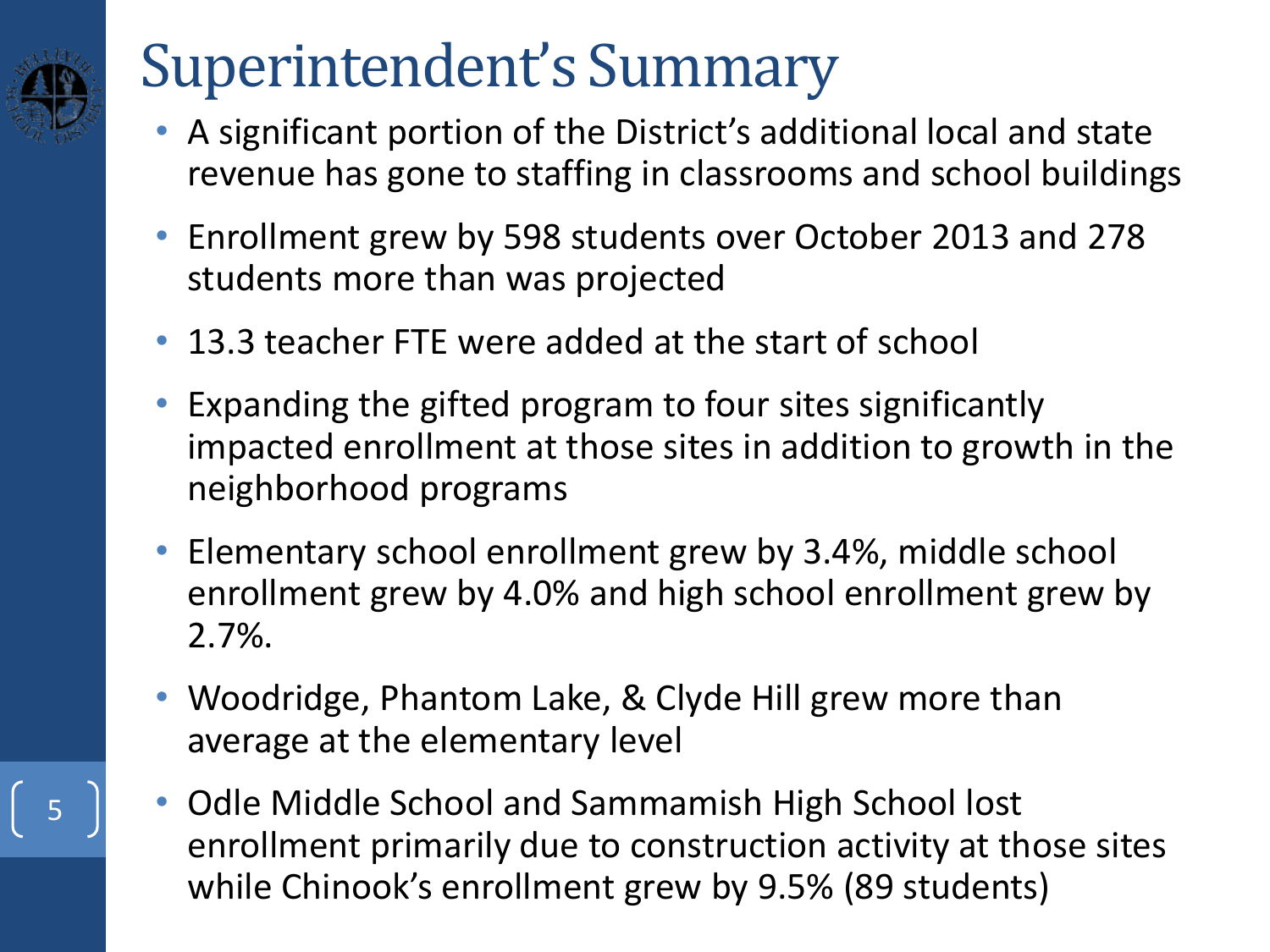# Superintendent's Summary

- A significant portion of the District's additional local and state revenue has gone to staffing in classrooms and school buildings
- Enrollment grew by 598 students over October 2013 and 278 students more than was projected
- 13.3 teacher FTE were added at the start of school
- Expanding the gifted program to four sites significantly impacted enrollment at those sites in addition to growth in the neighborhood programs
- Elementary school enrollment grew by 3.4%, middle school enrollment grew by 4.0% and high school enrollment grew by 2.7%.
- Woodridge, Phantom Lake, & Clyde Hill grew more than average at the elementary level
- Odle Middle School and Sammamish High School lost enrollment primarily due to construction activity at those sites while Chinook's enrollment grew by 9.5% (89 students)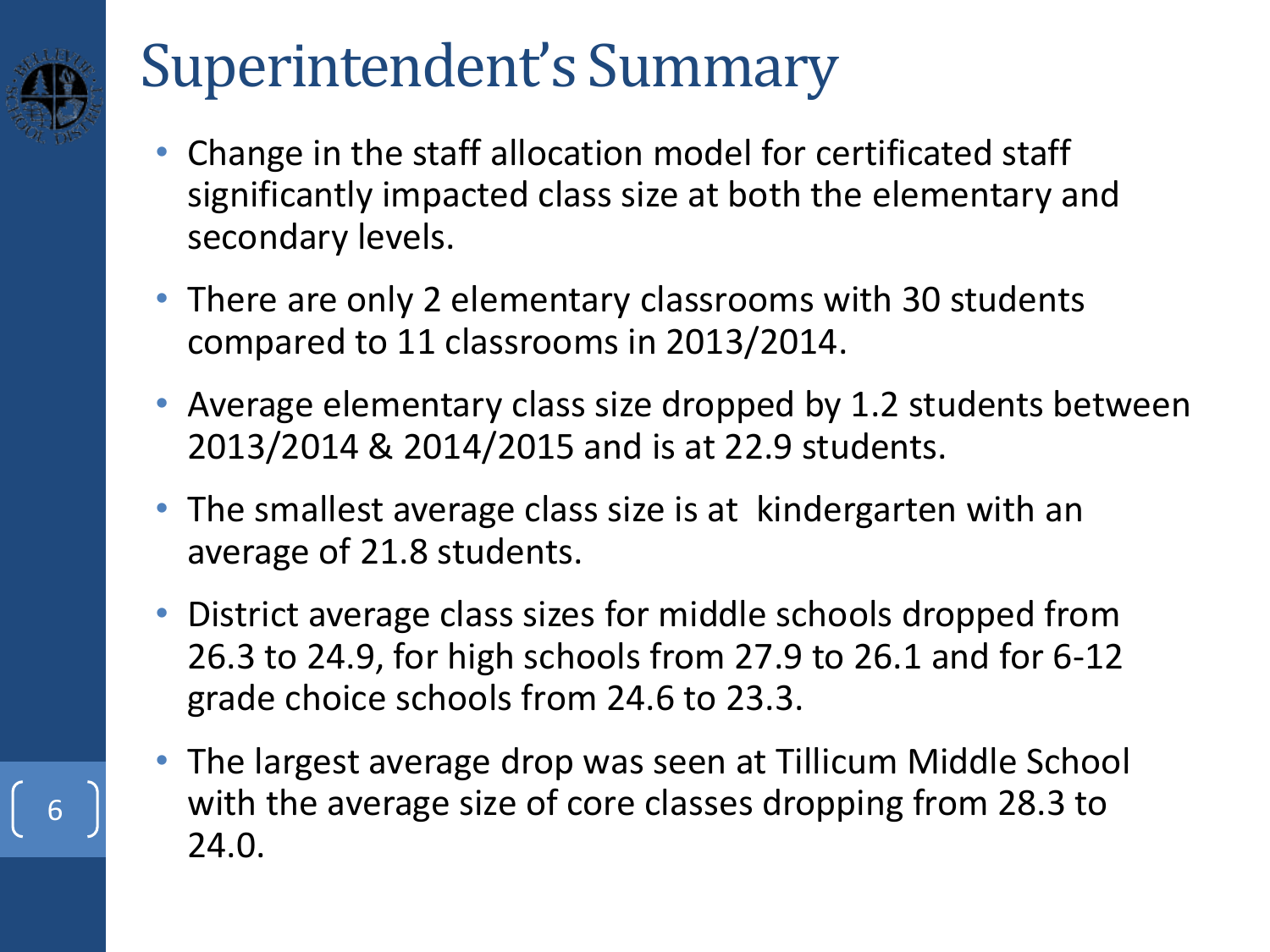# Superintendent's Summary

- Change in the staff allocation model for certificated staff significantly impacted class size at both the elementary and secondary levels.
- There are only 2 elementary classrooms with 30 students compared to 11 classrooms in 2013/2014.
- Average elementary class size dropped by 1.2 students between 2013/2014 & 2014/2015 and is at 22.9 students.
- The smallest average class size is at kindergarten with an average of 21.8 students.
- District average class sizes for middle schools dropped from 26.3 to 24.9, for high schools from 27.9 to 26.1 and for 6-12 grade choice schools from 24.6 to 23.3.
- The largest average drop was seen at Tillicum Middle School with the average size of core classes dropping from 28.3 to 24.0.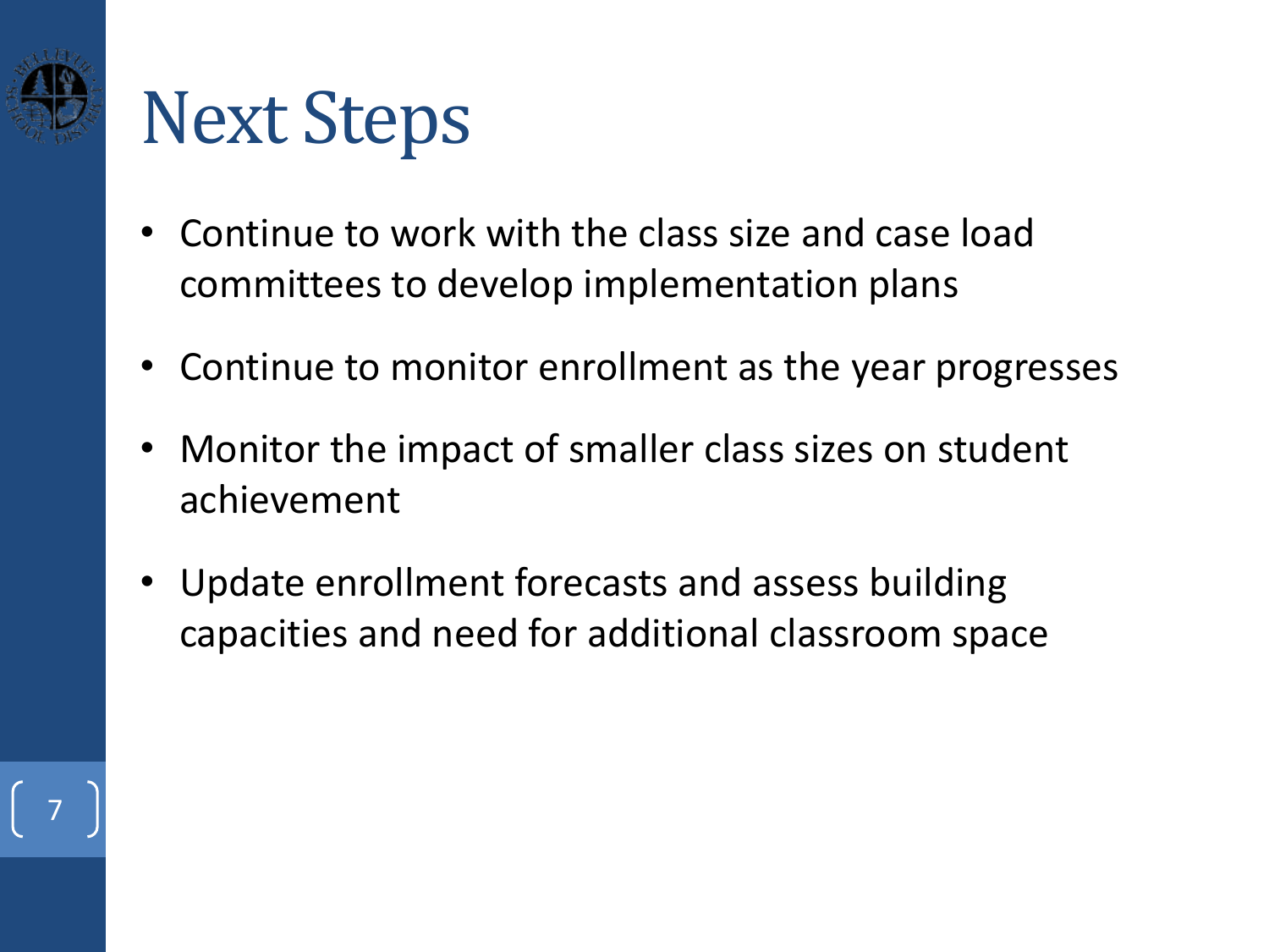# Next Steps

- Continue to work with the class size and case load committees to develop implementation plans
- Continue to monitor enrollment as the year progresses
- Monitor the impact of smaller class sizes on student achievement
- Update enrollment forecasts and assess building capacities and need for additional classroom space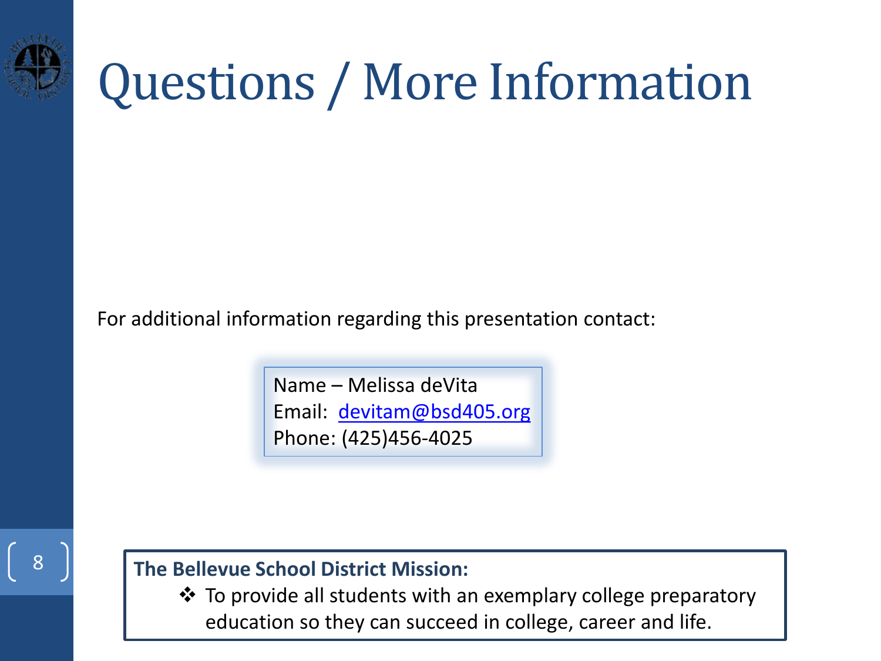# Questions / More Information

For additional information regarding this presentation contact:

Name – Melissa deVita
Email: devitam@bsd405.org
Phone: (425)456-4025

**The Bellevue School District Mission:**

- To provide all students with an exemplary college preparatory education so they can succeed in college, career and life.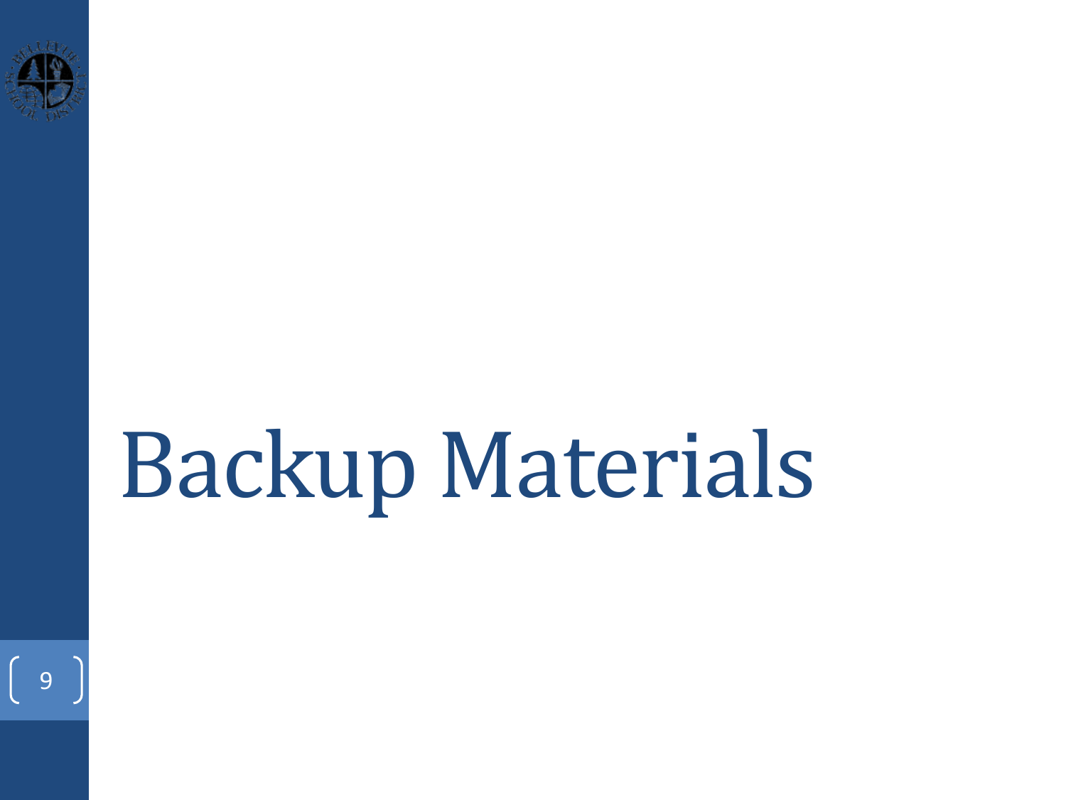# Backup Materials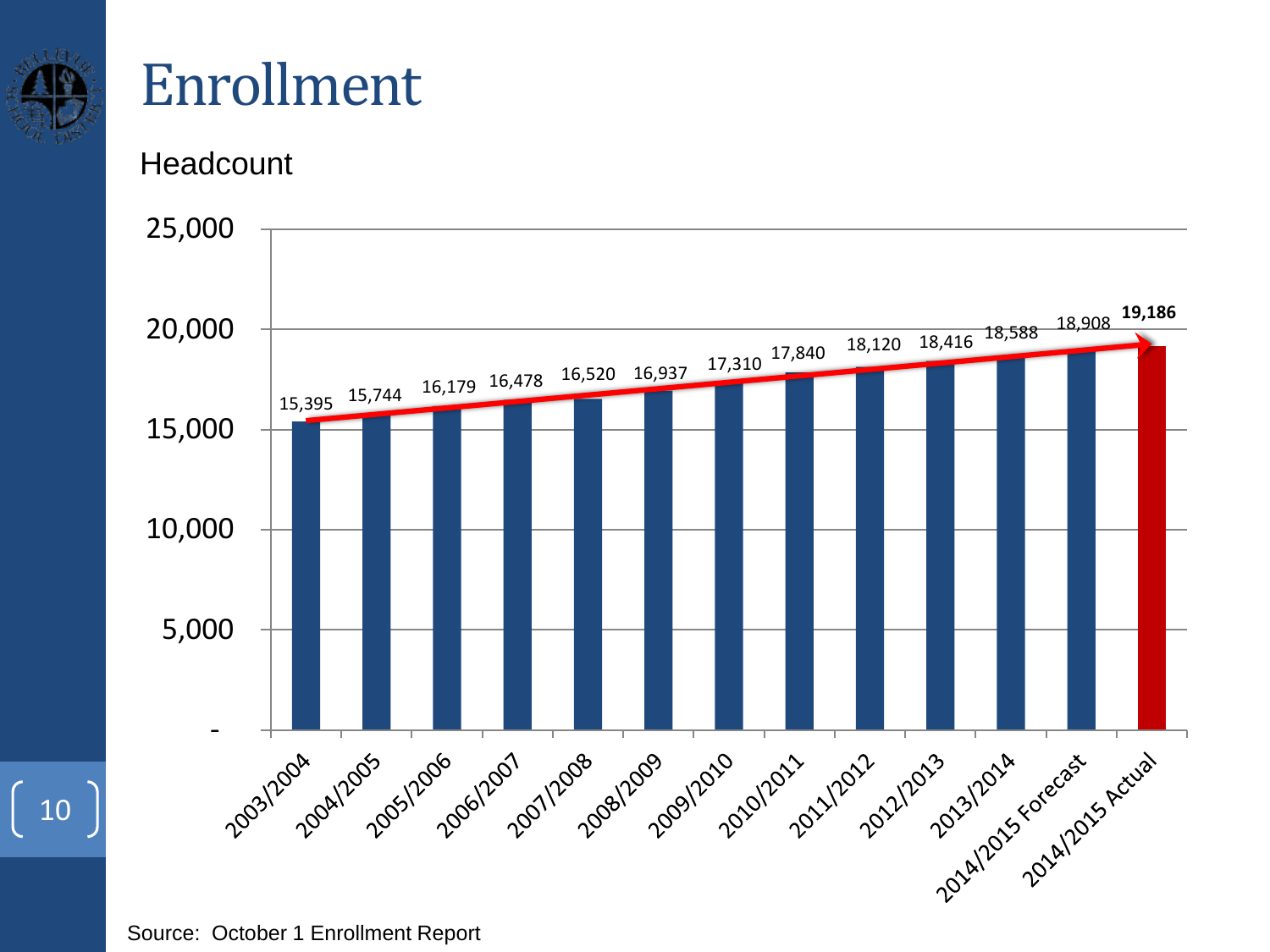# Enrollment

Headcount

| Year | Headcount |
|---|---|
| 2003/2004 | 15,395 |
| 2004/2005 | 15,744 |
| 2005/2006 | 16,179 |
| 2006/2007 | 16,478 |
| 2007/2008 | 16,520 |
| 2008/2009 | 16,937 |
| 2009/2010 | 17,310 |
| 2010/2011 | 17,840 |
| 2011/2012 | 18,120 |
| 2012/2013 | 18,416 |
| 2013/2014 | 18,588 |
| 2014/2015 Forecast | 18,908 |
| 2014/2015 Actual | **19,186** |

Source: October 1 Enrollment Report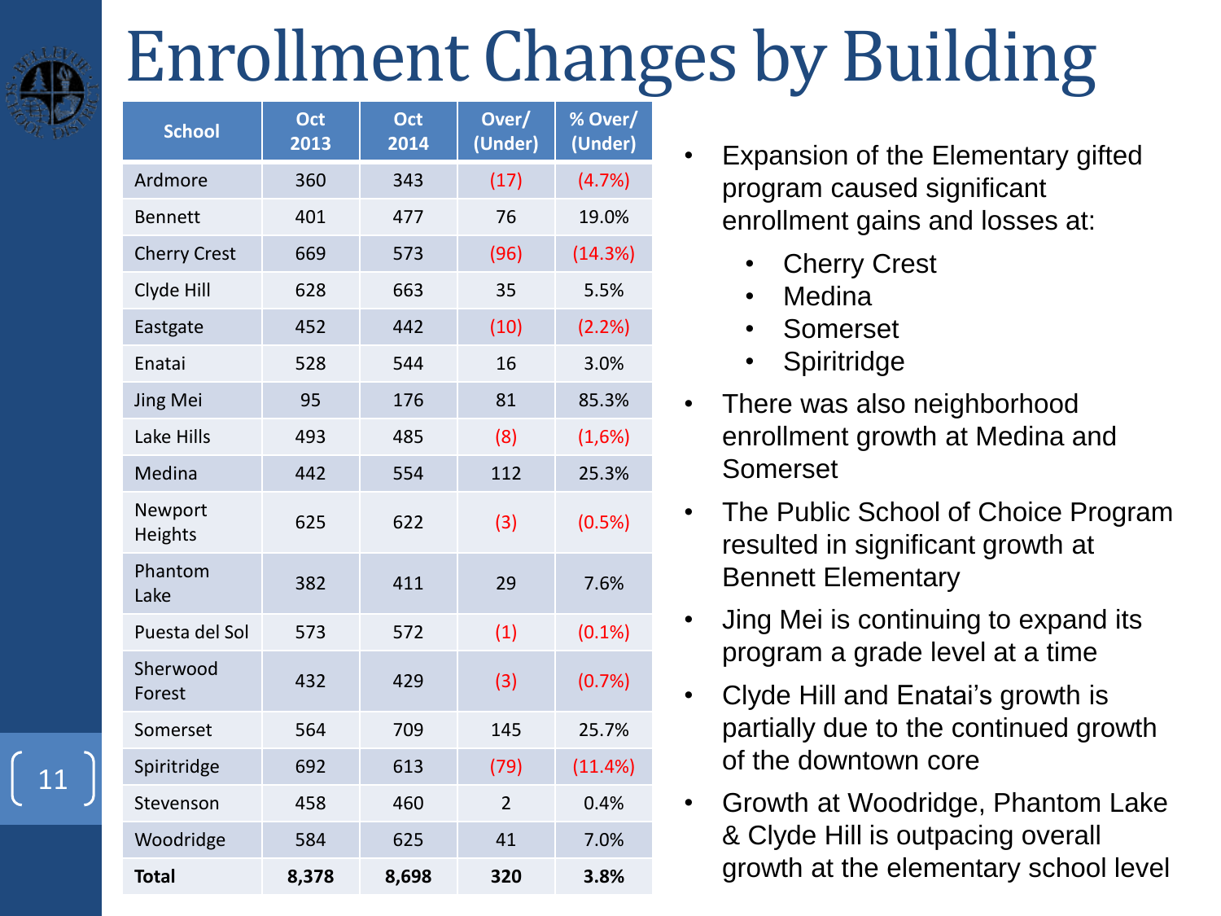# Enrollment Changes by Building

| School | Oct 2013 | Oct 2014 | Over/ (Under) | % Over/ (Under) |
|---|---|---|---|---|
| Ardmore | 360 | 343 | (17) | (4.7%) |
| Bennett | 401 | 477 | 76 | 19.0% |
| Cherry Crest | 669 | 573 | (96) | (14.3%) |
| Clyde Hill | 628 | 663 | 35 | 5.5% |
| Eastgate | 452 | 442 | (10) | (2.2%) |
| Enatai | 528 | 544 | 16 | 3.0% |
| Jing Mei | 95 | 176 | 81 | 85.3% |
| Lake Hills | 493 | 485 | (8) | (1,6%) |
| Medina | 442 | 554 | 112 | 25.3% |
| Newport Heights | 625 | 622 | (3) | (0.5%) |
| Phantom Lake | 382 | 411 | 29 | 7.6% |
| Puesta del Sol | 573 | 572 | (1) | (0.1%) |
| Sherwood Forest | 432 | 429 | (3) | (0.7%) |
| Somerset | 564 | 709 | 145 | 25.7% |
| Spiritridge | 692 | 613 | (79) | (11.4%) |
| Stevenson | 458 | 460 | 2 | 0.4% |
| Woodridge | 584 | 625 | 41 | 7.0% |
| **Total** | **8,378** | **8,698** | **320** | **3.8%** |

- Expansion of the Elementary gifted program caused significant enrollment gains and losses at:
  - Cherry Crest
  - Medina
  - Somerset
  - Spiritridge
- There was also neighborhood enrollment growth at Medina and Somerset
- The Public School of Choice Program resulted in significant growth at Bennett Elementary
- Jing Mei is continuing to expand its program a grade level at a time
- Clyde Hill and Enatai's growth is partially due to the continued growth of the downtown core
- Growth at Woodridge, Phantom Lake & Clyde Hill is outpacing overall growth at the elementary school level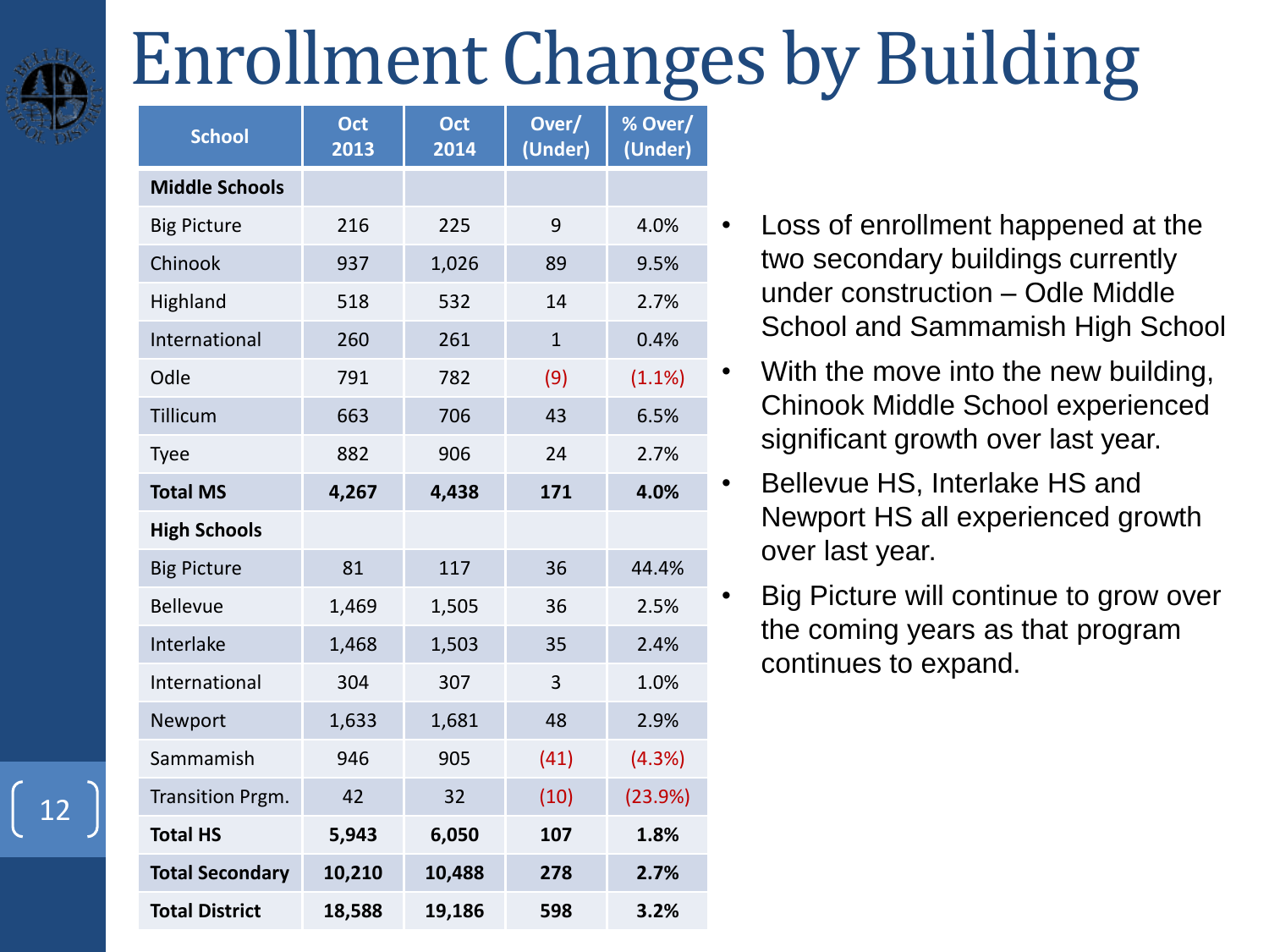# Enrollment Changes by Building

| School | Oct 2013 | Oct 2014 | Over/ (Under) | % Over/ (Under) |
|---|---|---|---|---|
| **Middle Schools** | | | | |
| Big Picture | 216 | 225 | 9 | 4.0% |
| Chinook | 937 | 1,026 | 89 | 9.5% |
| Highland | 518 | 532 | 14 | 2.7% |
| International | 260 | 261 | 1 | 0.4% |
| Odle | 791 | 782 | (9) | (1.1%) |
| Tillicum | 663 | 706 | 43 | 6.5% |
| Tyee | 882 | 906 | 24 | 2.7% |
| **Total MS** | **4,267** | **4,438** | **171** | **4.0%** |
| **High Schools** | | | | |
| Big Picture | 81 | 117 | 36 | 44.4% |
| Bellevue | 1,469 | 1,505 | 36 | 2.5% |
| Interlake | 1,468 | 1,503 | 35 | 2.4% |
| International | 304 | 307 | 3 | 1.0% |
| Newport | 1,633 | 1,681 | 48 | 2.9% |
| Sammamish | 946 | 905 | (41) | (4.3%) |
| Transition Prgm. | 42 | 32 | (10) | (23.9%) |
| **Total HS** | **5,943** | **6,050** | **107** | **1.8%** |
| **Total Secondary** | **10,210** | **10,488** | **278** | **2.7%** |
| **Total District** | **18,588** | **19,186** | **598** | **3.2%** |

- Loss of enrollment happened at the two secondary buildings currently under construction – Odle Middle School and Sammamish High School
- With the move into the new building, Chinook Middle School experienced significant growth over last year.
- Bellevue HS, Interlake HS and Newport HS all experienced growth over last year.
- Big Picture will continue to grow over the coming years as that program continues to expand.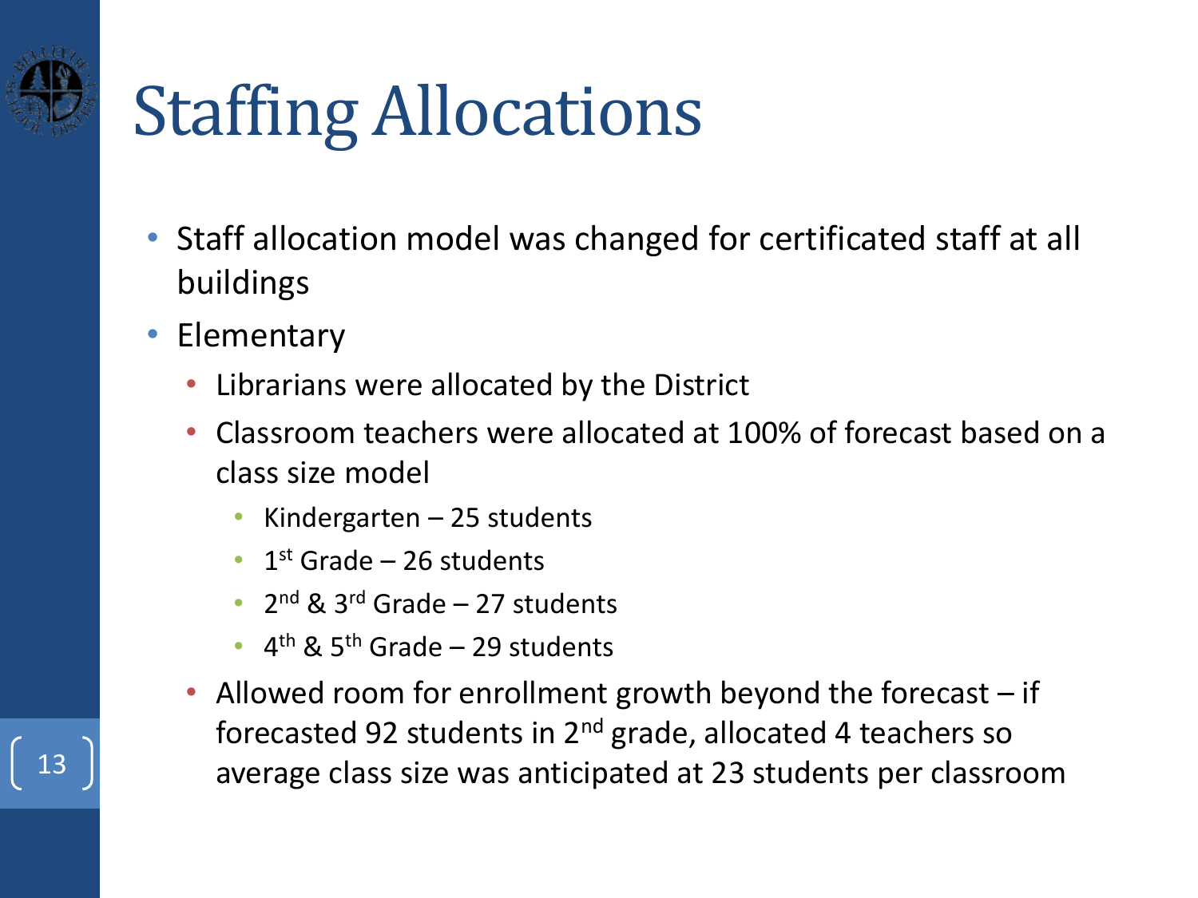# Staffing Allocations

- Staff allocation model was changed for certificated staff at all buildings
- Elementary
  - Librarians were allocated by the District
  - Classroom teachers were allocated at 100% of forecast based on a class size model
    - Kindergarten – 25 students
    - 1st Grade – 26 students
    - 2nd & 3rd Grade – 27 students
    - 4th & 5th Grade – 29 students
  - Allowed room for enrollment growth beyond the forecast – if forecasted 92 students in 2nd grade, allocated 4 teachers so average class size was anticipated at 23 students per classroom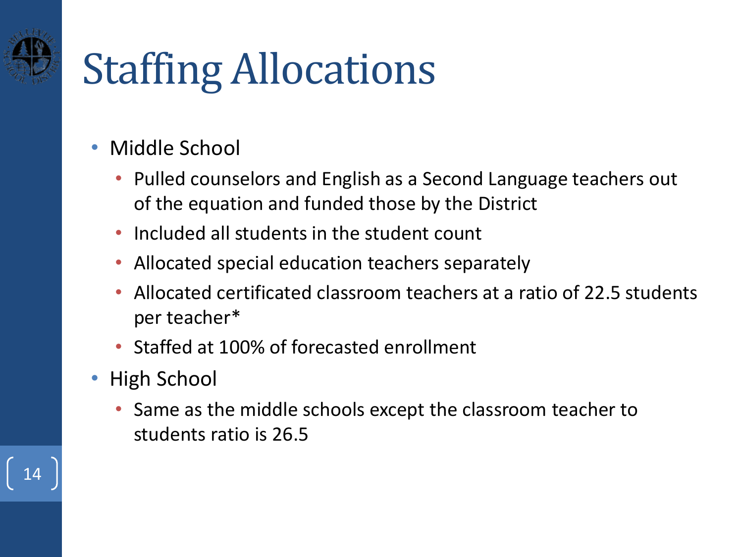# Staffing Allocations

- Middle School
  - Pulled counselors and English as a Second Language teachers out of the equation and funded those by the District
  - Included all students in the student count
  - Allocated special education teachers separately
  - Allocated certificated classroom teachers at a ratio of 22.5 students per teacher*
  - Staffed at 100% of forecasted enrollment
- High School
  - Same as the middle schools except the classroom teacher to students ratio is 26.5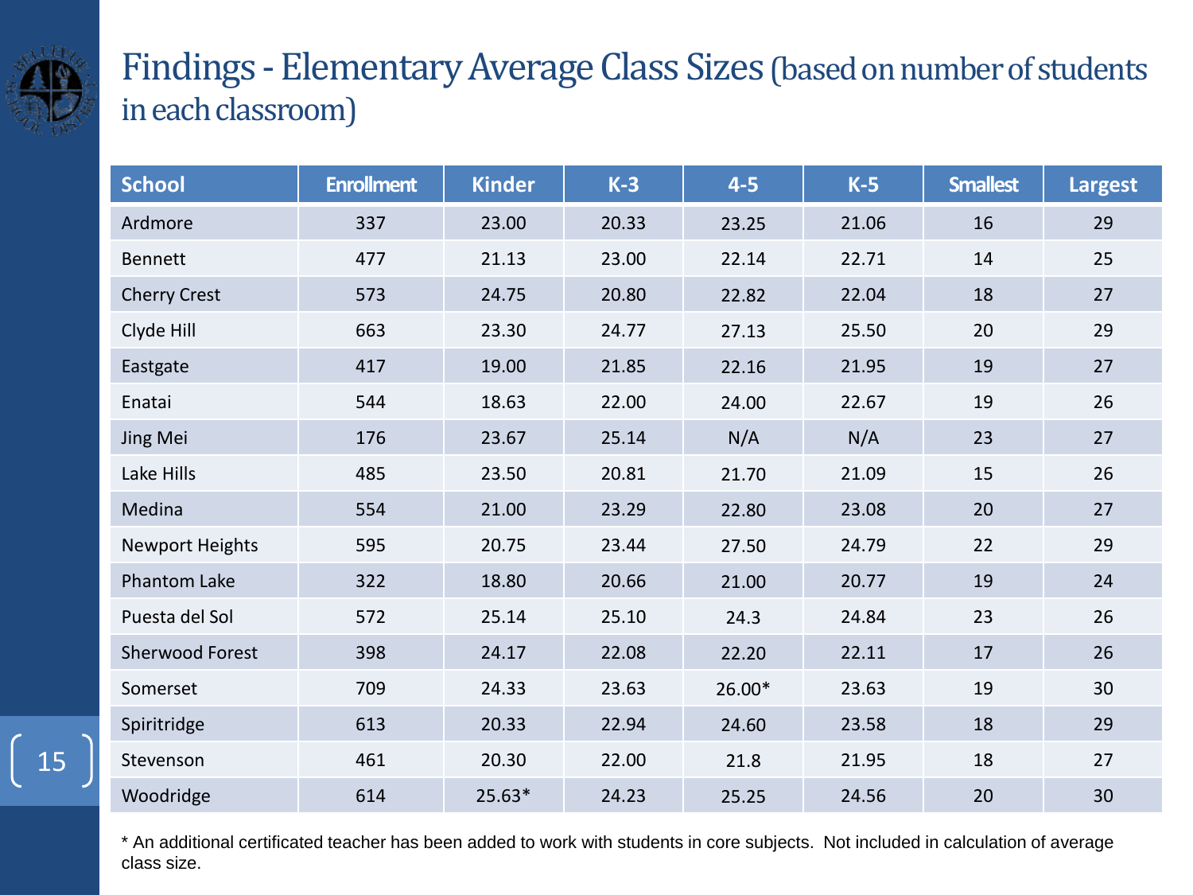# Findings - Elementary Average Class Sizes (based on number of students in each classroom)

| School | Enrollment | Kinder | K-3 | 4-5 | K-5 | Smallest | Largest |
|---|---|---|---|---|---|---|---|
| Ardmore | 337 | 23.00 | 20.33 | 23.25 | 21.06 | 16 | 29 |
| Bennett | 477 | 21.13 | 23.00 | 22.14 | 22.71 | 14 | 25 |
| Cherry Crest | 573 | 24.75 | 20.80 | 22.82 | 22.04 | 18 | 27 |
| Clyde Hill | 663 | 23.30 | 24.77 | 27.13 | 25.50 | 20 | 29 |
| Eastgate | 417 | 19.00 | 21.85 | 22.16 | 21.95 | 19 | 27 |
| Enatai | 544 | 18.63 | 22.00 | 24.00 | 22.67 | 19 | 26 |
| Jing Mei | 176 | 23.67 | 25.14 | N/A | N/A | 23 | 27 |
| Lake Hills | 485 | 23.50 | 20.81 | 21.70 | 21.09 | 15 | 26 |
| Medina | 554 | 21.00 | 23.29 | 22.80 | 23.08 | 20 | 27 |
| Newport Heights | 595 | 20.75 | 23.44 | 27.50 | 24.79 | 22 | 29 |
| Phantom Lake | 322 | 18.80 | 20.66 | 21.00 | 20.77 | 19 | 24 |
| Puesta del Sol | 572 | 25.14 | 25.10 | 24.3 | 24.84 | 23 | 26 |
| Sherwood Forest | 398 | 24.17 | 22.08 | 22.20 | 22.11 | 17 | 26 |
| Somerset | 709 | 24.33 | 23.63 | 26.00* | 23.63 | 19 | 30 |
| Spiritridge | 613 | 20.33 | 22.94 | 24.60 | 23.58 | 18 | 29 |
| Stevenson | 461 | 20.30 | 22.00 | 21.8 | 21.95 | 18 | 27 |
| Woodridge | 614 | 25.63* | 24.23 | 25.25 | 24.56 | 20 | 30 |

* An additional certificated teacher has been added to work with students in core subjects. Not included in calculation of average class size.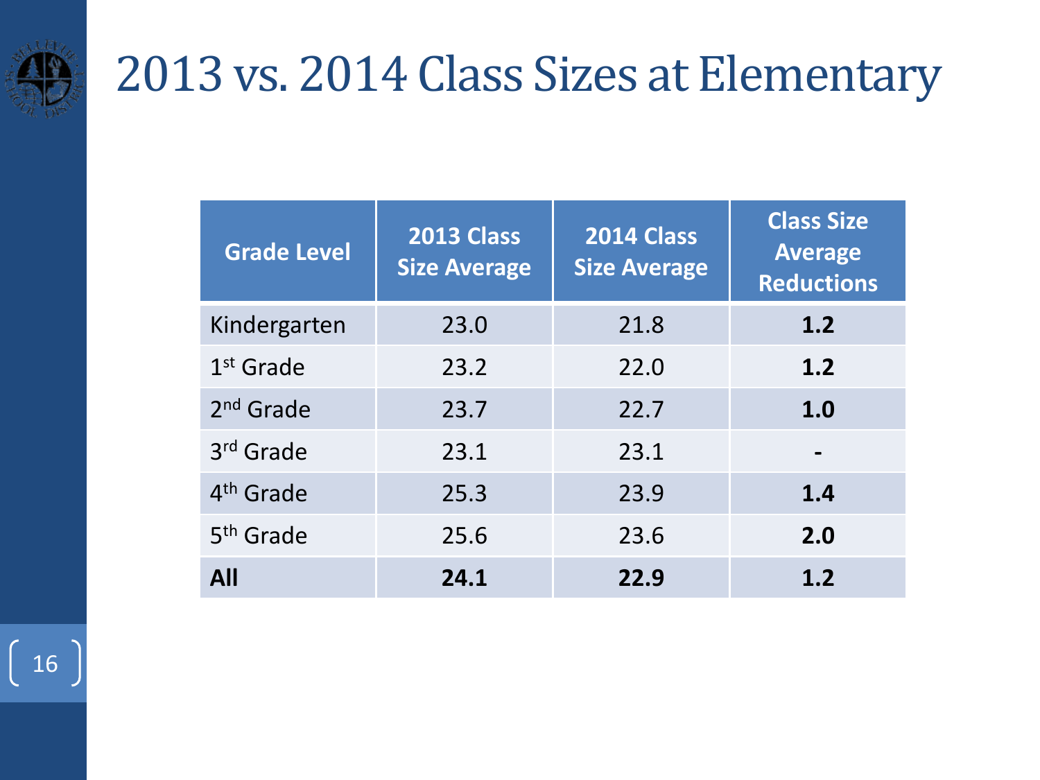# 2013 vs. 2014 Class Sizes at Elementary

| Grade Level | 2013 Class Size Average | 2014 Class Size Average | Class Size Average Reductions |
|---|---|---|---|
| Kindergarten | 23.0 | 21.8 | **1.2** |
| 1st Grade | 23.2 | 22.0 | **1.2** |
| 2nd Grade | 23.7 | 22.7 | **1.0** |
| 3rd Grade | 23.1 | 23.1 | **-** |
| 4th Grade | 25.3 | 23.9 | **1.4** |
| 5th Grade | 25.6 | 23.6 | **2.0** |
| **All** | **24.1** | **22.9** | **1.2** |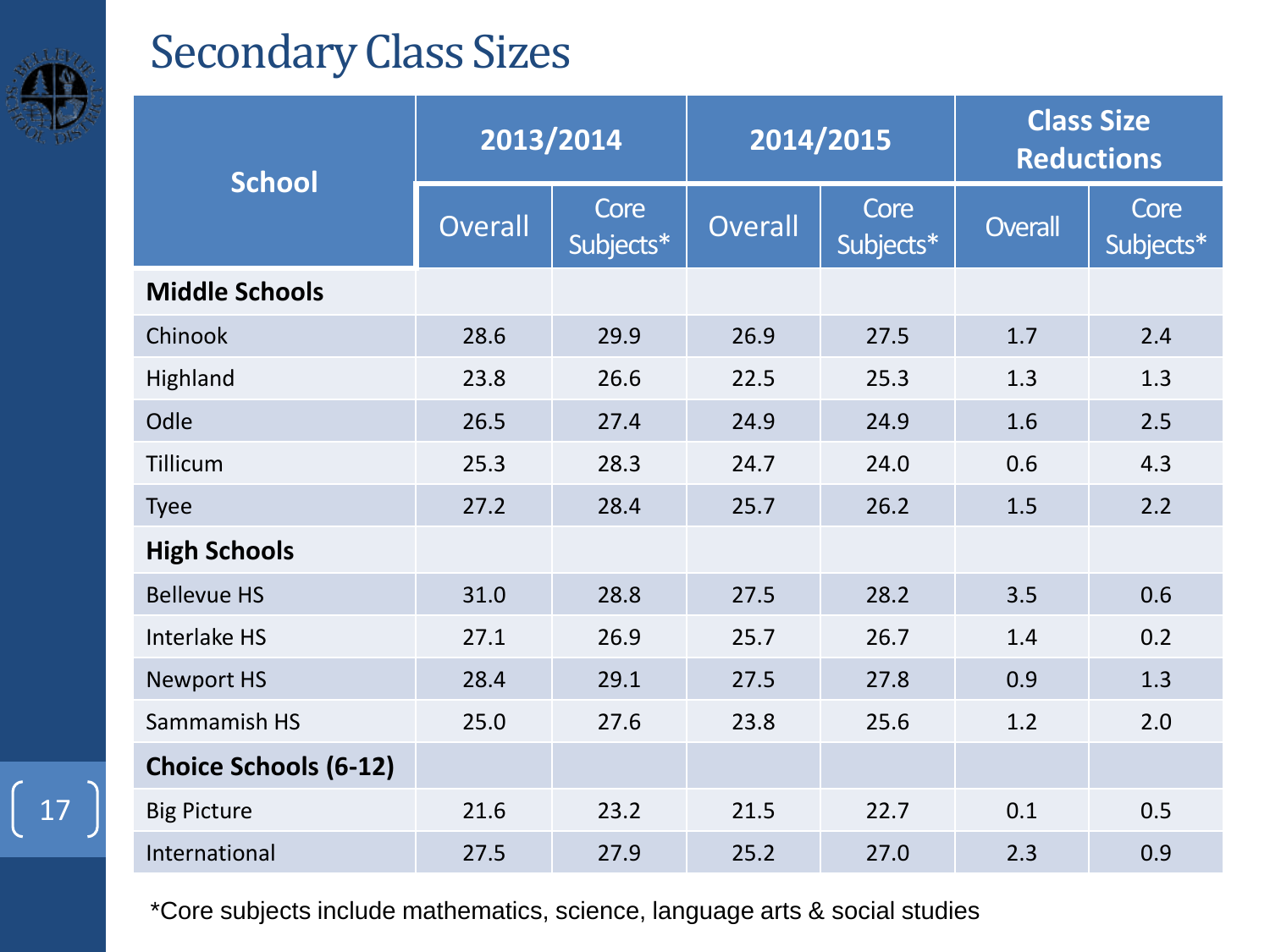# Secondary Class Sizes

| School | 2013/2014 | | 2014/2015 | | Class Size Reductions | |
|---|---|---|---|---|---|---|
| | Overall | Core Subjects* | Overall | Core Subjects* | Overall | Core Subjects* |
| **Middle Schools** | | | | | | |
| Chinook | 28.6 | 29.9 | 26.9 | 27.5 | 1.7 | 2.4 |
| Highland | 23.8 | 26.6 | 22.5 | 25.3 | 1.3 | 1.3 |
| Odle | 26.5 | 27.4 | 24.9 | 24.9 | 1.6 | 2.5 |
| Tillicum | 25.3 | 28.3 | 24.7 | 24.0 | 0.6 | 4.3 |
| Tyee | 27.2 | 28.4 | 25.7 | 26.2 | 1.5 | 2.2 |
| **High Schools** | | | | | | |
| Bellevue HS | 31.0 | 28.8 | 27.5 | 28.2 | 3.5 | 0.6 |
| Interlake HS | 27.1 | 26.9 | 25.7 | 26.7 | 1.4 | 0.2 |
| Newport HS | 28.4 | 29.1 | 27.5 | 27.8 | 0.9 | 1.3 |
| Sammamish HS | 25.0 | 27.6 | 23.8 | 25.6 | 1.2 | 2.0 |
| **Choice Schools (6-12)** | | | | | | |
| Big Picture | 21.6 | 23.2 | 21.5 | 22.7 | 0.1 | 0.5 |
| International | 27.5 | 27.9 | 25.2 | 27.0 | 2.3 | 0.9 |

*Core subjects include mathematics, science, language arts & social studies